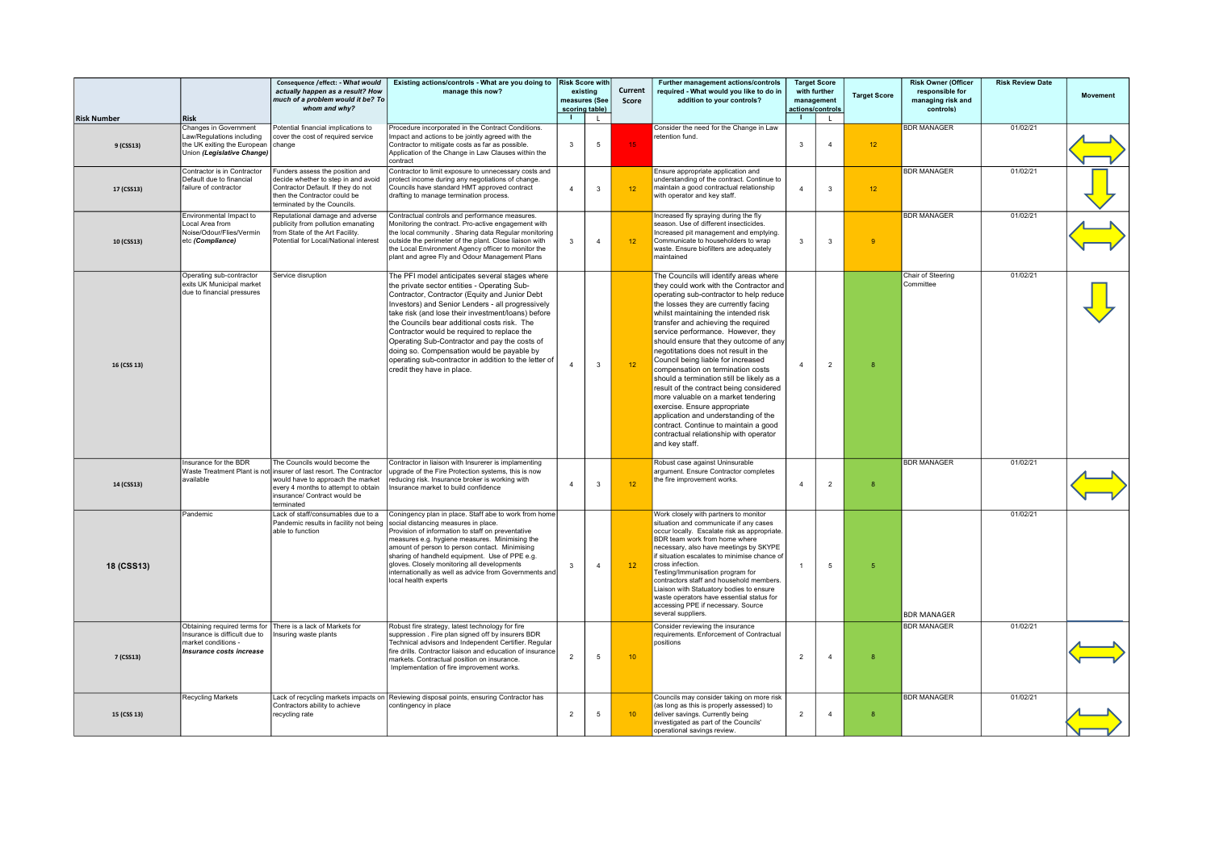| Risk Number | Risk | Consequence /effect: - *What would actually happen as a result? How much of a problem would it be? To whom and why?* | Existing actions/controls - What are you doing to manage this now? | Risk Score with existing measures (See scoring table) | | Current Score | Further management actions/controls required - What would you like to do in addition to your controls? | Target Score with further management actions/controls | | Target Score | Risk Owner (Officer responsible for managing risk and controls) | Risk Review Date | Movement |
|---|---|---|---|---|---|---|---|---|---|---|---|---|---|
| | | | | I | L | | | I | L | | | | |
| 9 (CSS13) | Changes in Government Law/Regulations including the UK exiting the European Union *(Legislative Change)* | Potential financial implications to cover the cost of required service change | Procedure incorporated in the Contract Conditions. Impact and actions to be jointly agreed with the Contractor to mitigate costs as far as possible. Application of the Change in Law Clauses within the contract | 3 | 5 | 15 | Consider the need for the Change in Law retention fund. | 3 | 4 | 12 | BDR MANAGER | 01/02/21 | ⟷ |
| 17 (CSS13) | Contractor is in Contractor Default due to financial failure of contractor | Funders assess the position and decide whether to step in and avoid Contractor Default. If they do not then the Contractor could be terminated by the Councils. | Contractor to limit exposure to unnecessary costs and protect income during any negotiations of change. Councils have standard HMT approved contract drafting to manage termination process. | 4 | 3 | 12 | Ensure appropriate application and understanding of the contract. Continue to maintain a good contractual relationship with operator and key staff. | 4 | 3 | 12 | BDR MANAGER | 01/02/21 | ↓ |
| 10 (CSS13) | Environmental Impact to Local Area from Noise/Odour/Flies/Vermin etc *(Compliance)* | Reputational damage and adverse publicity from pollution emanating from State of the Art Facility. Potential for Local/National interest | Contractual controls and performance measures. Monitoring the contract. Pro-active engagement with the local community . Sharing data Regular monitoring outside the perimeter of the plant. Close liaison with the Local Environment Agency officer to monitor the plant and agree Fly and Odour Management Plans | 3 | 4 | 12 | Increased fly spraying during the fly season. Use of different insecticides. Increased pit management and emptying. Communicate to householders to wrap waste. Ensure biofilters are adequately maintained | 3 | 3 | 9 | BDR MANAGER | 01/02/21 | ⟷ |
| 16 (CSS 13) | Operating sub-contractor exits UK Municipal market due to financial pressures | Service disruption | The PFI model anticipates several stages where the private sector entities - Operating Sub-Contractor, Contractor (Equity and Junior Debt Investors) and Senior Lenders - all progressively take risk (and lose their investment/loans) before the Councils bear additional costs risk. The Contractor would be required to replace the Operating Sub-Contractor and pay the costs of doing so. Compensation would be payable by operating sub-contractor in addition to the letter of credit they have in place. | 4 | 3 | 12 | The Councils will identify areas where they could work with the Contractor and operating sub-contractor to help reduce the losses they are currently facing whilst maintaining the intended risk transfer and achieving the required service performance. However, they should ensure that they outcome of any negotiations does not result in the Council being liable for increased compensation on termination costs should a termination still be likely as a result of the contract being considered more valuable on a market tendering exercise. Ensure appropriate application and understanding of the contract. Continue to maintain a good contractual relationship with operator and key staff. | 4 | 2 | 8 | Chair of Steering Committee | 01/02/21 | ↓ |
| 14 (CSS13) | Insurance for the BDR Waste Treatment Plant is not available | The Councils would become the insurer of last resort. The Contractor would have to approach the market every 4 months to attempt to obtain insurance/ Contract would be terminated | Contractor in liaison with Insurerer is implementing upgrade of the Fire Protection systems, this is now reducing risk. Insurance broker is working with Insurance market to build confidence | 4 | 3 | 12 | Robust case against Uninsurable argument. Ensure Contractor completes the fire improvement works. | 4 | 2 | 8 | BDR MANAGER | 01/02/21 | ⟷ |
| 18 (CSS13) | Pandemic | Lack of staff/consumables due to a Pandemic results in facility not being able to function | Coningency plan in place. Staff abe to work from home social distancing measures in place. Provision of information to staff on preventative measures e.g. hygiene measures. Minimising the amount of person to person contact. Minimising sharing of handheld equipment. Use of PPE e.g. gloves. Closely monitoring all developments internationally as well as advice from Governments and local health experts | 3 | 4 | 12 | Work closely with partners to monitor situation and communicate if any cases occur locally. Escalate risk as appropriate. BDR team work from home where necessary, also have meetings by SKYPE if situation escalates to minimise chance of cross infection. Testing/Immunisation program for contractors staff and household members. Liaison with Statuatory bodies to ensure waste operators have essential status for accessing PPE if necessary. Source several suppliers. | 1 | 5 | 5 | BDR MANAGER | 01/02/21 | |
| 7 (CSS13) | Obtaining required terms for Insurance is difficult due to market conditions - *Insurance costs increase* | There is a lack of Markets for Insuring waste plants | Robust fire strategy, latest technology for fire suppression . Fire plan signed off by insurers BDR Technical advisors and Independent Certifier. Regular fire drills. Contractor liaison and education of insurance markets. Contractual position on insurance. Implementation of fire improvement works. | 2 | 5 | 10 | Consider reviewing the insurance requirements. Enforcement of Contractual positions | 2 | 4 | 8 | BDR MANAGER | 01/02/21 | ⟷ |
| 15 (CSS 13) | Recycling Markets | Lack of recycling markets impacts on Contractors ability to achieve recycling rate | Reviewing disposal points, ensuring Contractor has contingency in place | 2 | 5 | 10 | Councils may consider taking on more risk (as long as this is properly assessed) to deliver savings. Currently being investigated as part of the Councils' operational savings review. | 2 | 4 | 8 | BDR MANAGER | 01/02/21 | ⟷ |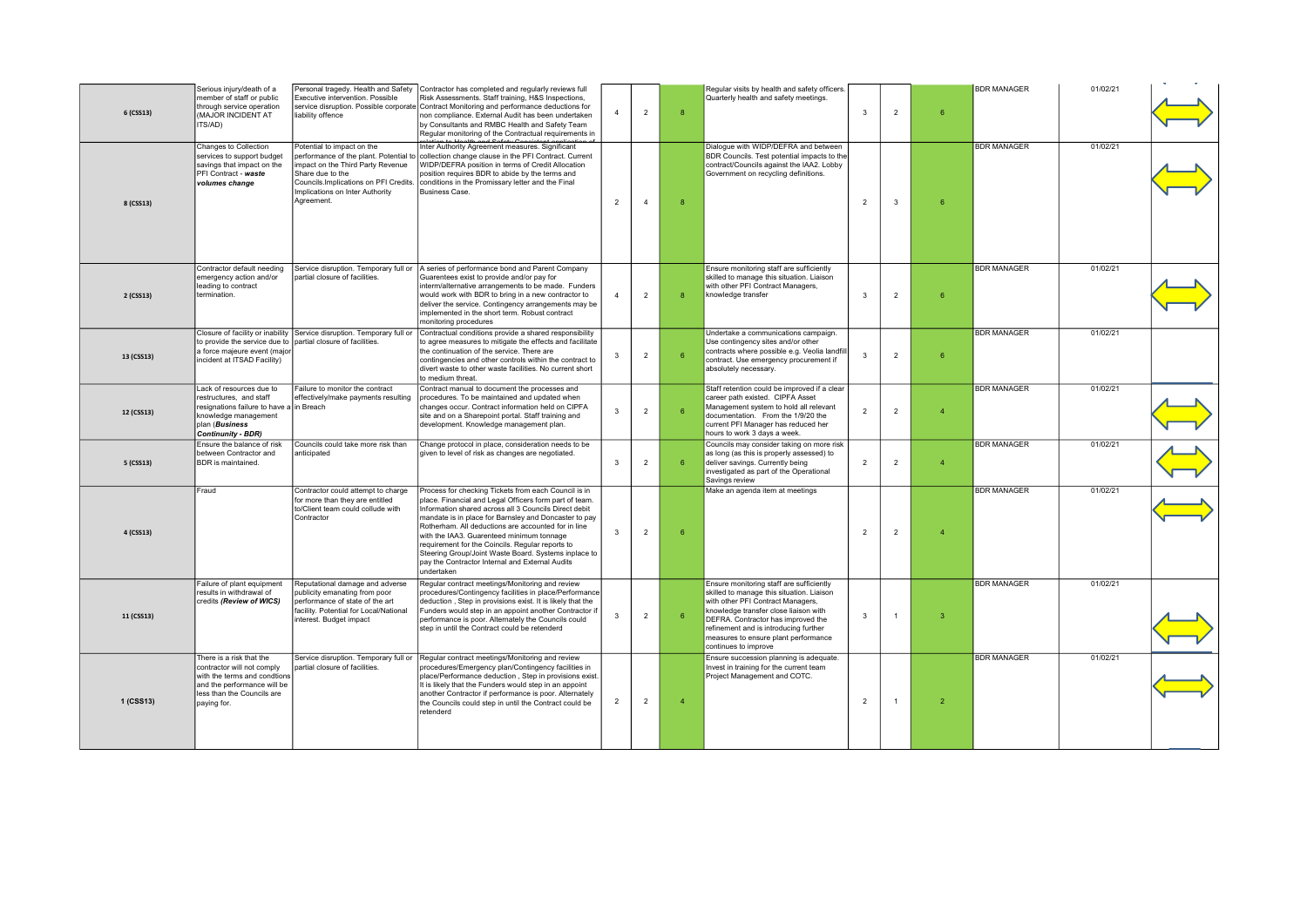| | | | | | | | | | | | | | |
|---|---|---|---|---|---|---|---|---|---|---|---|---|---|
| 6 (CSS13) | Serious injury/death of a member of staff or public through service operation (MAJOR INCIDENT AT ITS/AD) | Personal tragedy. Health and Safety Executive intervention. Possible service disruption. Possible corporate liability offence | Contractor has completed and regularly reviews full Risk Assessments. Staff training, H&S Inspections, Contract Monitoring and performance deductions for non compliance. External Audit has been undertaken by Consultants and RMBC Health and Safety Team Regular monitoring of the Contractual requirements in relation to Health and Safety Consistent application of | 4 | 2 | 8 | Regular visits by health and safety officers. Quarterly health and safety meetings. | 3 | 2 | 6 | BDR MANAGER | 01/02/21 | |
| 8 (CSS13) | Changes to Collection services to support budget savings that impact on the PFI Contract - ***waste volumes change*** | Potential to impact on the performance of the plant. Potential to impact on the Third Party Revenue Share due to the Councils.Implications on PFI Credits. Implications on Inter Authority Agreement. | Inter Authority Agreement measures. Significant collection change clause in the PFI Contract. Current WIDP/DEFRA position in terms of Credit Allocation position requires BDR to abide by the terms and conditions in the Promissary letter and the Final Business Case. | 2 | 4 | 8 | Dialogue with WIDP/DEFRA and between BDR Councils. Test potential impacts to the contract/Councils against the IAA2. Lobby Government on recycling definitions. | 2 | 3 | 6 | BDR MANAGER | 01/02/21 | |
| 2 (CSS13) | Contractor default needing emergency action and/or leading to contract termination. | Service disruption. Temporary full or partial closure of facilities. | A series of performance bond and Parent Company Guarentees exist to provide and/or pay for interm/alternative arrangements to be made. Funders would work with BDR to bring in a new contractor to deliver the service. Contingency arrangements may be implemented in the short term. Robust contract monitoring procedures | 4 | 2 | 8 | Ensure monitoring staff are sufficiently skilled to manage this situation. Liaison with other PFI Contract Managers, knowledge transfer | 3 | 2 | 6 | BDR MANAGER | 01/02/21 | |
| 13 (CSS13) | Closure of facility or inability to provide the service due to a force majeure event (major incident at ITSAD Facility) | Service disruption. Temporary full or partial closure of facilities. | Contractual conditions provide a shared responsibility to agree measures to mitigate the effects and facilitate the continuation of the service. There are contingencies and other controls within the contract to divert waste to other waste facilities. No current short to medium threat. | 3 | 2 | 6 | Undertake a communications campaign. Use contingency sites and/or other contracts where possible e.g. Veolia landfill contract. Use emergency procurement if absolutely necessary. | 3 | 2 | 6 | BDR MANAGER | 01/02/21 | |
| 12 (CSS13) | Lack of resources due to restructures, and staff resignations failure to have a knowledge management plan (***Business Continunity - BDR***) | Failure to monitor the contract effectively/make payments resulting in Breach | Contract manual to document the processes and procedures. To be maintained and updated when changes occur. Contract information held on CIPFA site and on a Sharepoint portal. Staff training and development. Knowledge management plan. | 3 | 2 | 6 | Staff retention could be improved if a clear career path existed. CIPFA Asset Management system to hold all relevant documentation. From the 1/9/20 the current PFI Manager has reduced her hours to work 3 days a week. | 2 | 2 | 4 | BDR MANAGER | 01/02/21 | |
| 5 (CSS13) | Ensure the balance of risk between Contractor and BDR is maintained. | Councils could take more risk than anticipated | Change protocol in place, consideration needs to be given to level of risk as changes are negotiated. | 3 | 2 | 6 | Councils may consider taking on more risk as long (as this is properly assessed) to deliver savings. Currently being investigated as part of the Operational Savings review | 2 | 2 | 4 | BDR MANAGER | 01/02/21 | |
| 4 (CSS13) | Fraud | Contractor could attempt to charge for more than they are entitled to/Client team could collude with Contractor | Process for checking Tickets from each Council is in place. Financial and Legal Officers form part of team. Information shared across all 3 Councils Direct debit mandate is in place for Barnsley and Doncaster to pay Rotherham. All deductions are accounted for in line with the IAA3. Guarenteed minimum tonnage requirement for the Coincils. Regular reports to Steering Group/Joint Waste Board. Systems inplace to pay the Contractor Internal and External Audits undertaken | 3 | 2 | 6 | Make an agenda item at meetings | 2 | 2 | 4 | BDR MANAGER | 01/02/21 | |
| 11 (CSS13) | Failure of plant equipment results in withdrawal of credits ***(Review of WICS)*** | Reputational damage and adverse publicity emanating from poor performance of state of the art facility. Potential for Local/National interest. Budget impact | Regular contract meetings/Monitoring and review procedures/Contingency facilities in place/Performance deduction , Step in provisions exist. It is likely that the Funders would step in an appoint another Contractor if performance is poor. Alternately the Councils could step in until the Contract could be retenderd | 3 | 2 | 6 | Ensure monitoring staff are sufficiently skilled to manage this situation. Liaison with other PFI Contract Managers, knowledge transfer close liaison with DEFRA. Contractor has improved the refinement and is introducing further measures to ensure plant performance continues to improve | 3 | 1 | 3 | BDR MANAGER | 01/02/21 | |
| 1 (CSS13) | There is a risk that the contractor will not comply with the terms and condtions and the performance will be less than the Councils are paying for. | Service disruption. Temporary full or partial closure of facilities. | Regular contract meetings/Monitoring and review procedures/Emergency plan/Contingency facilities in place/Performance deduction , Step in provisions exist. It is likely that the Funders would step in an appoint another Contractor if performance is poor. Alternately the Councils could step in until the Contract could be retenderd | 2 | 2 | 4 | Ensure succession planning is adequate. Invest in training for the current team Project Management and COTC. | 2 | 1 | 2 | BDR MANAGER | 01/02/21 | |